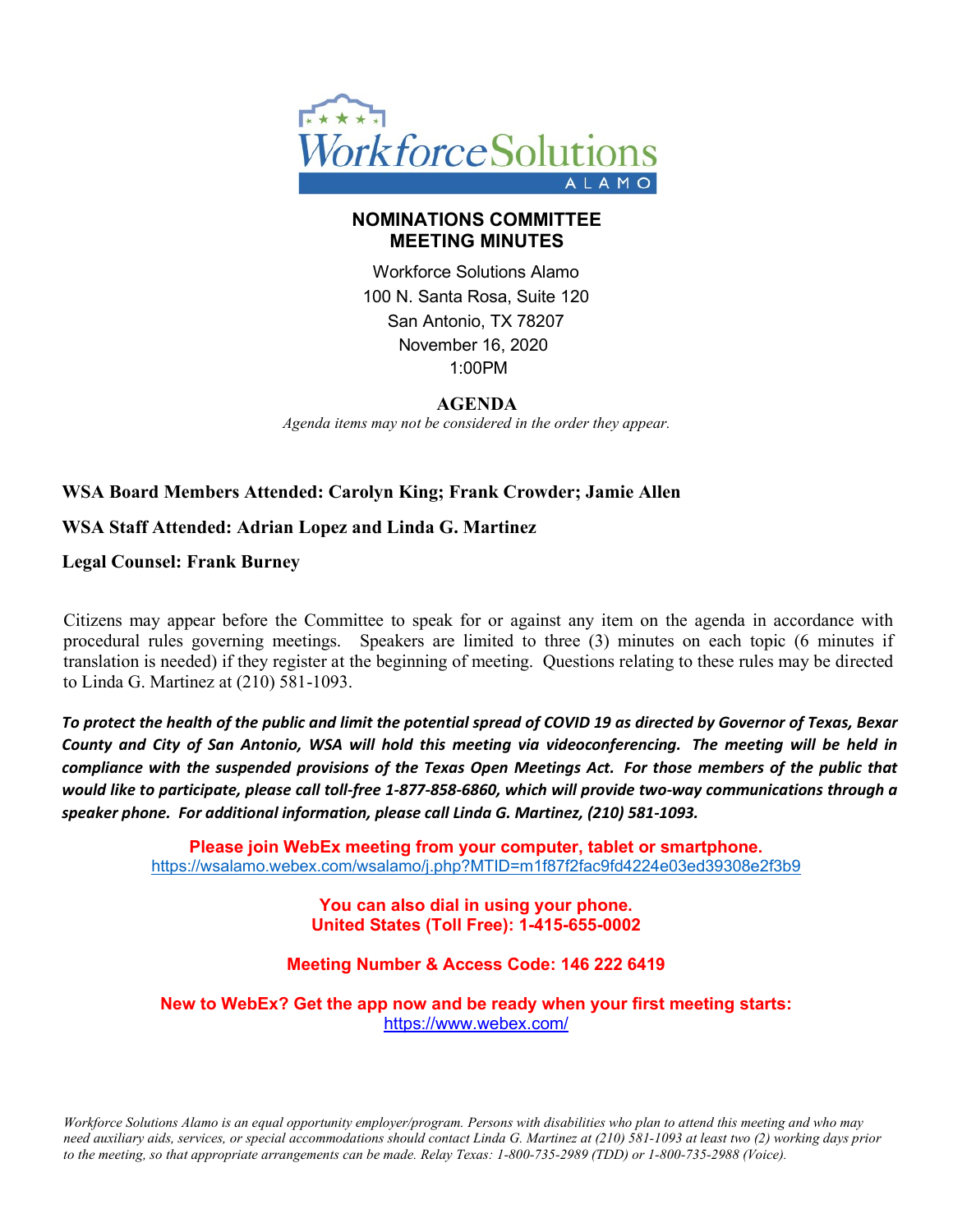# NOMINATIONS COMMITTEE MEETING MINUTES

Workforce Solutions Alamo
100 N. Santa Rosa, Suite 120
San Antonio, TX 78207
November 16, 2020
1:00PM

## AGENDA

*Agenda items may not be considered in the order they appear.*

**WSA Board Members Attended: Carolyn King; Frank Crowder; Jamie Allen**

**WSA Staff Attended: Adrian Lopez and Linda G. Martinez**

**Legal Counsel: Frank Burney**

Citizens may appear before the Committee to speak for or against any item on the agenda in accordance with procedural rules governing meetings. Speakers are limited to three (3) minutes on each topic (6 minutes if translation is needed) if they register at the beginning of meeting. Questions relating to these rules may be directed to Linda G. Martinez at (210) 581-1093.

***To protect the health of the public and limit the potential spread of COVID 19 as directed by Governor of Texas, Bexar County and City of San Antonio, WSA will hold this meeting via videoconferencing. The meeting will be held in compliance with the suspended provisions of the Texas Open Meetings Act. For those members of the public that would like to participate, please call toll-free 1-877-858-6860, which will provide two-way communications through a speaker phone. For additional information, please call Linda G. Martinez, (210) 581-1093.***

**Please join WebEx meeting from your computer, tablet or smartphone.**
https://wsalamo.webex.com/wsalamo/j.php?MTID=m1f87f2fac9fd4224e03ed39308e2f3b9

**You can also dial in using your phone.**
**United States (Toll Free): 1-415-655-0002**

**Meeting Number & Access Code: 146 222 6419**

**New to WebEx? Get the app now and be ready when your first meeting starts:**
https://www.webex.com/

*Workforce Solutions Alamo is an equal opportunity employer/program. Persons with disabilities who plan to attend this meeting and who may need auxiliary aids, services, or special accommodations should contact Linda G. Martinez at (210) 581-1093 at least two (2) working days prior to the meeting, so that appropriate arrangements can be made. Relay Texas: 1-800-735-2989 (TDD) or 1-800-735-2988 (Voice).*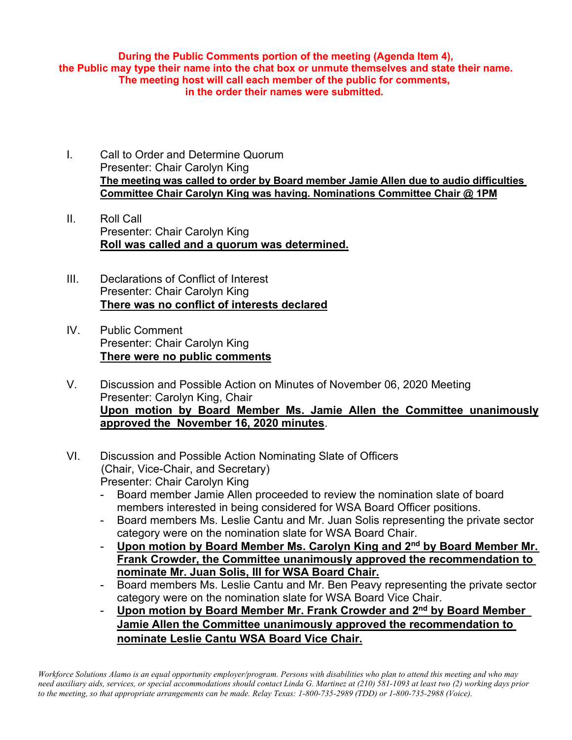**During the Public Comments portion of the meeting (Agenda Item 4), the Public may type their name into the chat box or unmute themselves and state their name. The meeting host will call each member of the public for comments, in the order their names were submitted.**

I. Call to Order and Determine Quorum
Presenter: Chair Carolyn King
**The meeting was called to order by Board member Jamie Allen due to audio difficulties Committee Chair Carolyn King was having. Nominations Committee Chair @ 1PM**

II. Roll Call
Presenter: Chair Carolyn King
**Roll was called and a quorum was determined.**

III. Declarations of Conflict of Interest
Presenter: Chair Carolyn King
**There was no conflict of interests declared**

IV. Public Comment
Presenter: Chair Carolyn King
**There were no public comments**

V. Discussion and Possible Action on Minutes of November 06, 2020 Meeting
Presenter: Carolyn King, Chair
**Upon motion by Board Member Ms. Jamie Allen the Committee unanimously approved the November 16, 2020 minutes**.

VI. Discussion and Possible Action Nominating Slate of Officers (Chair, Vice-Chair, and Secretary)
Presenter: Chair Carolyn King
- Board member Jamie Allen proceeded to review the nomination slate of board members interested in being considered for WSA Board Officer positions.
- Board members Ms. Leslie Cantu and Mr. Juan Solis representing the private sector category were on the nomination slate for WSA Board Chair.
- **Upon motion by Board Member Ms. Carolyn King and 2nd by Board Member Mr. Frank Crowder, the Committee unanimously approved the recommendation to nominate Mr. Juan Solis, III for WSA Board Chair.**
- Board members Ms. Leslie Cantu and Mr. Ben Peavy representing the private sector category were on the nomination slate for WSA Board Vice Chair.
- **Upon motion by Board Member Mr. Frank Crowder and 2nd by Board Member Jamie Allen the Committee unanimously approved the recommendation to nominate Leslie Cantu WSA Board Vice Chair.**

*Workforce Solutions Alamo is an equal opportunity employer/program. Persons with disabilities who plan to attend this meeting and who may need auxiliary aids, services, or special accommodations should contact Linda G. Martinez at (210) 581-1093 at least two (2) working days prior to the meeting, so that appropriate arrangements can be made. Relay Texas: 1-800-735-2989 (TDD) or 1-800-735-2988 (Voice).*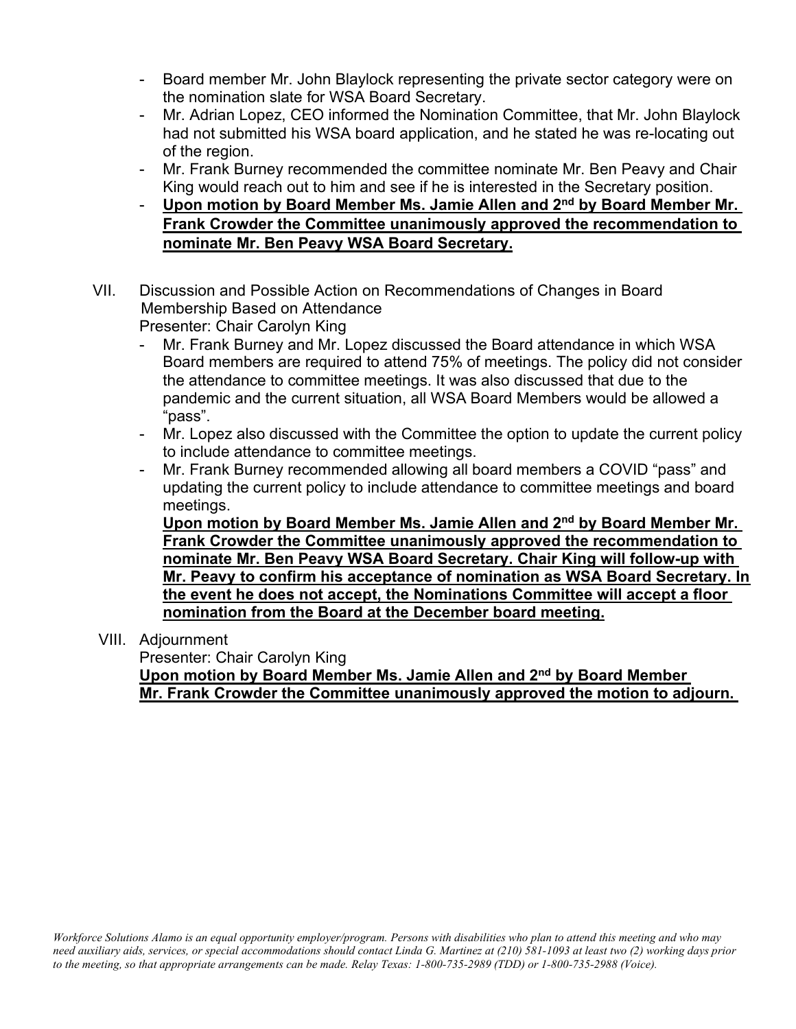- Board member Mr. John Blaylock representing the private sector category were on the nomination slate for WSA Board Secretary.
- Mr. Adrian Lopez, CEO informed the Nomination Committee, that Mr. John Blaylock had not submitted his WSA board application, and he stated he was re-locating out of the region.
- Mr. Frank Burney recommended the committee nominate Mr. Ben Peavy and Chair King would reach out to him and see if he is interested in the Secretary position.
- **Upon motion by Board Member Ms. Jamie Allen and 2nd by Board Member Mr. Frank Crowder the Committee unanimously approved the recommendation to nominate Mr. Ben Peavy WSA Board Secretary.**

VII. Discussion and Possible Action on Recommendations of Changes in Board Membership Based on Attendance
Presenter: Chair Carolyn King

- Mr. Frank Burney and Mr. Lopez discussed the Board attendance in which WSA Board members are required to attend 75% of meetings. The policy did not consider the attendance to committee meetings. It was also discussed that due to the pandemic and the current situation, all WSA Board Members would be allowed a "pass".
- Mr. Lopez also discussed with the Committee the option to update the current policy to include attendance to committee meetings.
- Mr. Frank Burney recommended allowing all board members a COVID "pass" and updating the current policy to include attendance to committee meetings and board meetings.
  **Upon motion by Board Member Ms. Jamie Allen and 2nd by Board Member Mr. Frank Crowder the Committee unanimously approved the recommendation to nominate Mr. Ben Peavy WSA Board Secretary. Chair King will follow-up with Mr. Peavy to confirm his acceptance of nomination as WSA Board Secretary. In the event he does not accept, the Nominations Committee will accept a floor nomination from the Board at the December board meeting.**

VIII. Adjournment
Presenter: Chair Carolyn King
**Upon motion by Board Member Ms. Jamie Allen and 2nd by Board Member Mr. Frank Crowder the Committee unanimously approved the motion to adjourn.**

*Workforce Solutions Alamo is an equal opportunity employer/program. Persons with disabilities who plan to attend this meeting and who may need auxiliary aids, services, or special accommodations should contact Linda G. Martinez at (210) 581-1093 at least two (2) working days prior to the meeting, so that appropriate arrangements can be made. Relay Texas: 1-800-735-2989 (TDD) or 1-800-735-2988 (Voice).*